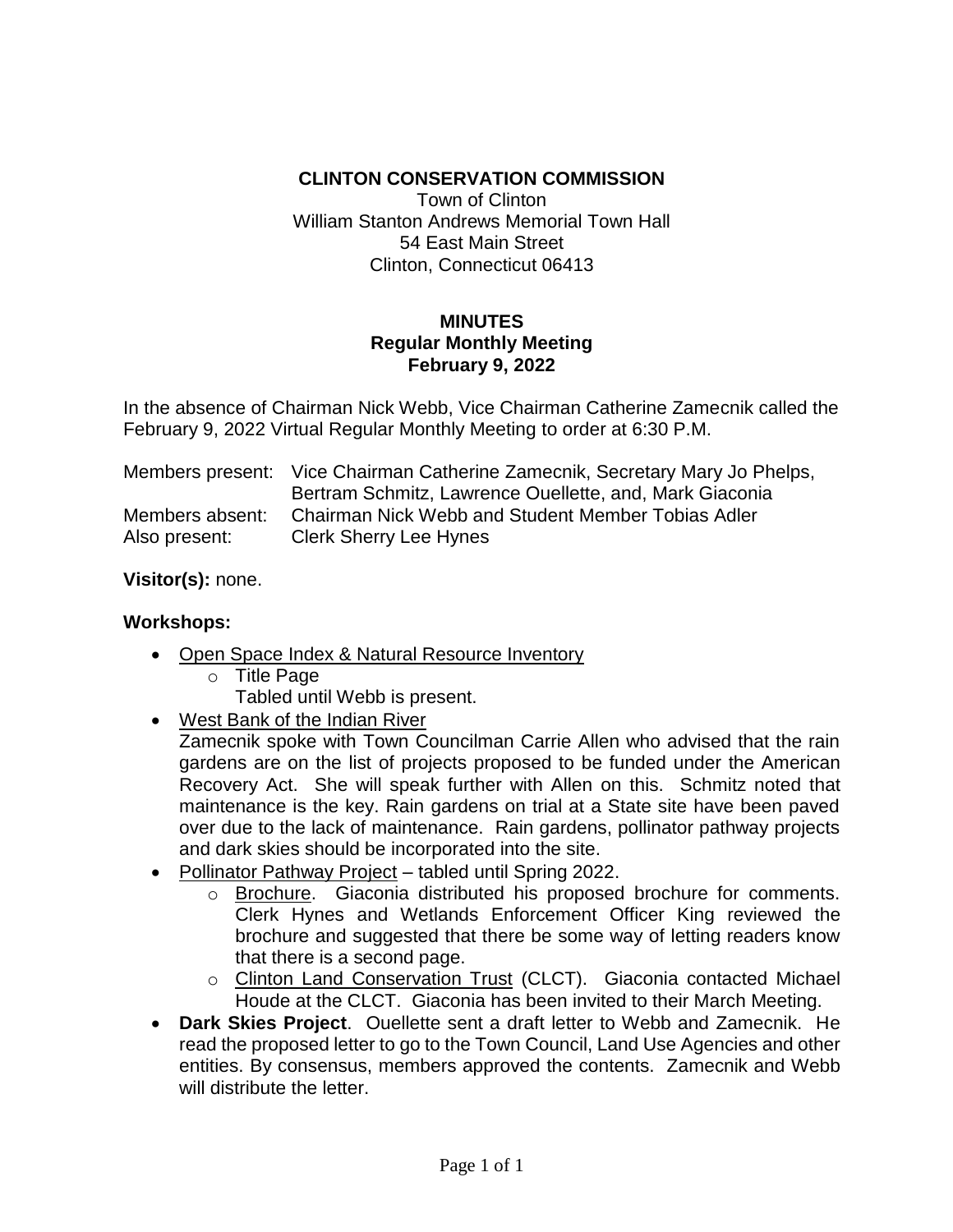**CLINTON CONSERVATION COMMISSION**

Town of Clinton
William Stanton Andrews Memorial Town Hall
54 East Main Street
Clinton, Connecticut 06413

**MINUTES**
**Regular Monthly Meeting**
**February 9, 2022**

In the absence of Chairman Nick Webb, Vice Chairman Catherine Zamecnik called the February 9, 2022 Virtual Regular Monthly Meeting to order at 6:30 P.M.

Members present: Vice Chairman Catherine Zamecnik, Secretary Mary Jo Phelps, Bertram Schmitz, Lawrence Ouellette, and, Mark Giaconia
Members absent: Chairman Nick Webb and Student Member Tobias Adler
Also present: Clerk Sherry Lee Hynes

**Visitor(s):** none.

**Workshops:**

- Open Space Index & Natural Resource Inventory
  - Title Page
    Tabled until Webb is present.
- West Bank of the Indian River
  Zamecnik spoke with Town Councilman Carrie Allen who advised that the rain gardens are on the list of projects proposed to be funded under the American Recovery Act. She will speak further with Allen on this. Schmitz noted that maintenance is the key. Rain gardens on trial at a State site have been paved over due to the lack of maintenance. Rain gardens, pollinator pathway projects and dark skies should be incorporated into the site.
- Pollinator Pathway Project – tabled until Spring 2022.
  - Brochure. Giaconia distributed his proposed brochure for comments. Clerk Hynes and Wetlands Enforcement Officer King reviewed the brochure and suggested that there be some way of letting readers know that there is a second page.
  - Clinton Land Conservation Trust (CLCT). Giaconia contacted Michael Houde at the CLCT. Giaconia has been invited to their March Meeting.
- **Dark Skies Project**. Ouellette sent a draft letter to Webb and Zamecnik. He read the proposed letter to go to the Town Council, Land Use Agencies and other entities. By consensus, members approved the contents. Zamecnik and Webb will distribute the letter.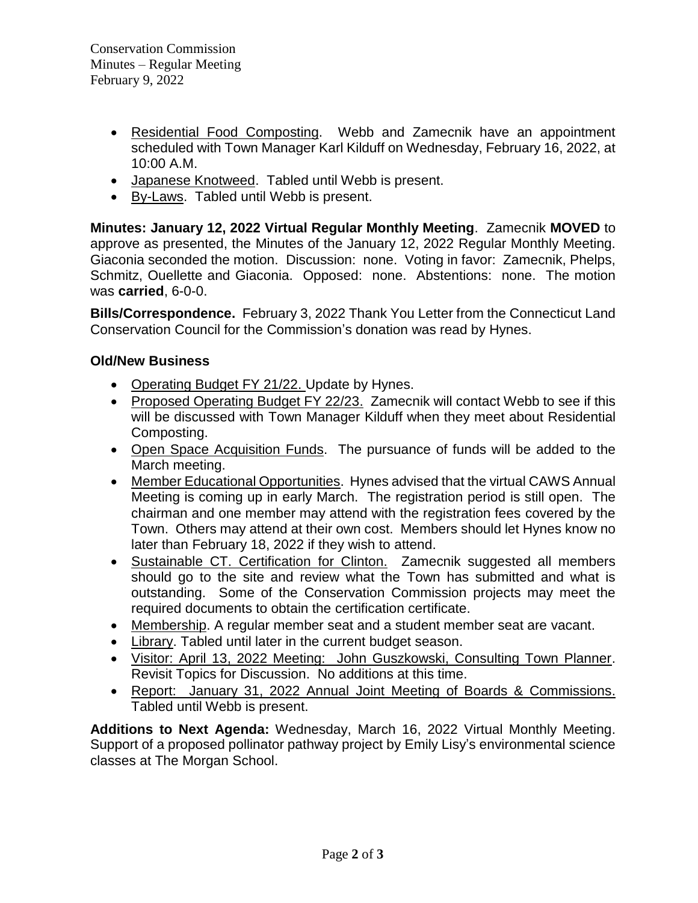- Residential Food Composting. Webb and Zamecnik have an appointment scheduled with Town Manager Karl Kilduff on Wednesday, February 16, 2022, at 10:00 A.M.
- Japanese Knotweed. Tabled until Webb is present.
- By-Laws. Tabled until Webb is present.

**Minutes: January 12, 2022 Virtual Regular Monthly Meeting**. Zamecnik **MOVED** to approve as presented, the Minutes of the January 12, 2022 Regular Monthly Meeting. Giaconia seconded the motion. Discussion: none. Voting in favor: Zamecnik, Phelps, Schmitz, Ouellette and Giaconia. Opposed: none. Abstentions: none. The motion was **carried**, 6-0-0.

**Bills/Correspondence.** February 3, 2022 Thank You Letter from the Connecticut Land Conservation Council for the Commission's donation was read by Hynes.

**Old/New Business**

- Operating Budget FY 21/22. Update by Hynes.
- Proposed Operating Budget FY 22/23. Zamecnik will contact Webb to see if this will be discussed with Town Manager Kilduff when they meet about Residential Composting.
- Open Space Acquisition Funds. The pursuance of funds will be added to the March meeting.
- Member Educational Opportunities. Hynes advised that the virtual CAWS Annual Meeting is coming up in early March. The registration period is still open. The chairman and one member may attend with the registration fees covered by the Town. Others may attend at their own cost. Members should let Hynes know no later than February 18, 2022 if they wish to attend.
- Sustainable CT. Certification for Clinton. Zamecnik suggested all members should go to the site and review what the Town has submitted and what is outstanding. Some of the Conservation Commission projects may meet the required documents to obtain the certification certificate.
- Membership. A regular member seat and a student member seat are vacant.
- Library. Tabled until later in the current budget season.
- Visitor: April 13, 2022 Meeting: John Guszkowski, Consulting Town Planner. Revisit Topics for Discussion. No additions at this time.
- Report: January 31, 2022 Annual Joint Meeting of Boards & Commissions. Tabled until Webb is present.

**Additions to Next Agenda:** Wednesday, March 16, 2022 Virtual Monthly Meeting. Support of a proposed pollinator pathway project by Emily Lisy's environmental science classes at The Morgan School.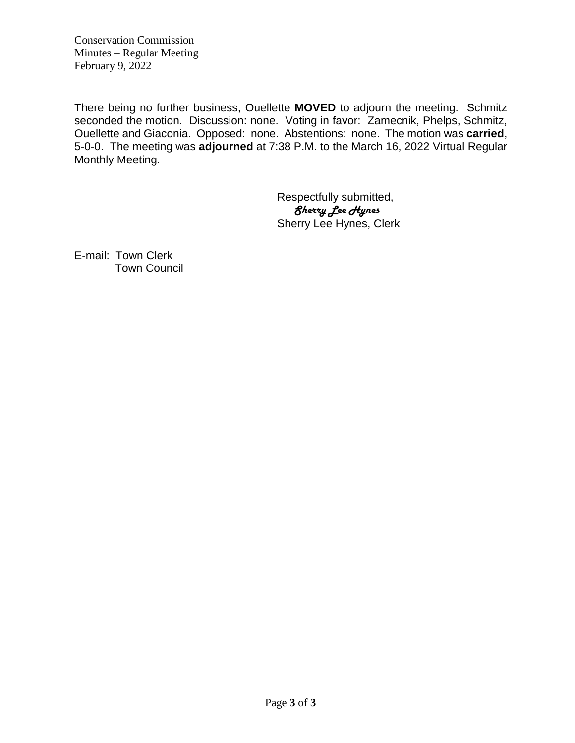There being no further business, Ouellette **MOVED** to adjourn the meeting. Schmitz seconded the motion. Discussion: none. Voting in favor: Zamecnik, Phelps, Schmitz, Ouellette and Giaconia. Opposed: none. Abstentions: none. The motion was **carried**, 5-0-0. The meeting was **adjourned** at 7:38 P.M. to the March 16, 2022 Virtual Regular Monthly Meeting.

Respectfully submitted,
*Sherry Lee Hynes*
Sherry Lee Hynes, Clerk

E-mail: Town Clerk
Town Council